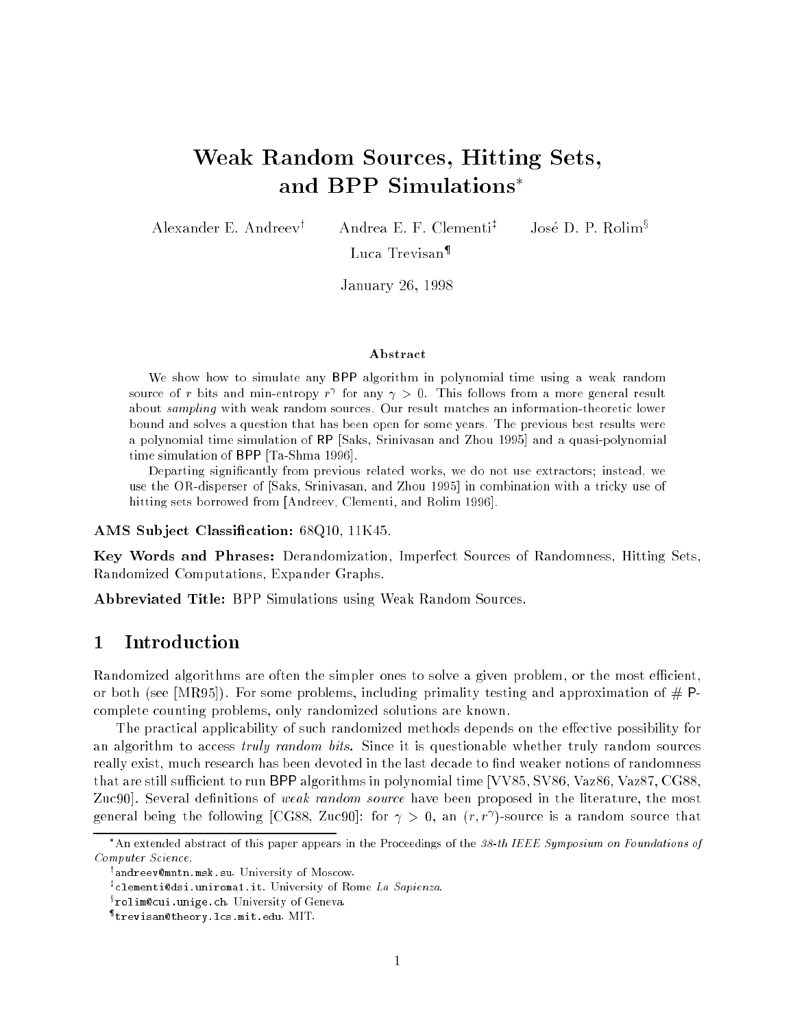# Weak Random Sources, Hitting Sets, and BPP Simulations*

Alexander E. Andreev[†] Andrea E. F. Clementi[‡] José D. P. Rolim[§]

Luca Trevisan[¶]

January 26, 1998

### Abstract

We show how to simulate any BPP algorithm in polynomial time using a weak random source of $r$ bits and min-entropy $r^\gamma$ for any $\gamma > 0$. This follows from a more general result about *sampling* with weak random sources. Our result matches an information-theoretic lower bound and solves a question that has been open for some years. The previous best results were a polynomial time simulation of RP [Saks, Srinivasan and Zhou 1995] and a quasi-polynomial time simulation of BPP [Ta-Shma 1996].

Departing significantly from previous related works, we do not use extractors; instead, we use the OR-disperser of [Saks, Srinivasan, and Zhou 1995] in combination with a tricky use of hitting sets borrowed from [Andreev, Clementi, and Rolim 1996].

**AMS Subject Classification:** 68Q10, 11K45.

**Key Words and Phrases:** Derandomization, Imperfect Sources of Randomness, Hitting Sets, Randomized Computations, Expander Graphs.

**Abbreviated Title:** BPP Simulations using Weak Random Sources.

## 1 Introduction

Randomized algorithms are often the simpler ones to solve a given problem, or the most efficient, or both (see [MR95]). For some problems, including primality testing and approximation of # P-complete counting problems, only randomized solutions are known.

The practical applicability of such randomized methods depends on the effective possibility for an algorithm to access *truly random bits*. Since it is questionable whether truly random sources really exist, much research has been devoted in the last decade to find weaker notions of randomness that are still sufficient to run BPP algorithms in polynomial time [VV85, SV86, Vaz86, Vaz87, CG88, Zuc90]. Several definitions of *weak random source* have been proposed in the literature, the most general being the following [CG88, Zuc90]: for $\gamma > 0$, an $(r, r^\gamma)$-source is a random source that

---

*An extended abstract of this paper appears in the Proceedings of the *38-th IEEE Symposium on Foundations of Computer Science.*

[†]andreev@mntn.msk.su. University of Moscow.

[‡]clementi@dsi.uniroma1.it. University of Rome *La Sapienza*.

[§]rolim@cui.unige.ch. University of Geneva.

[¶]trevisan@theory.lcs.mit.edu. MIT.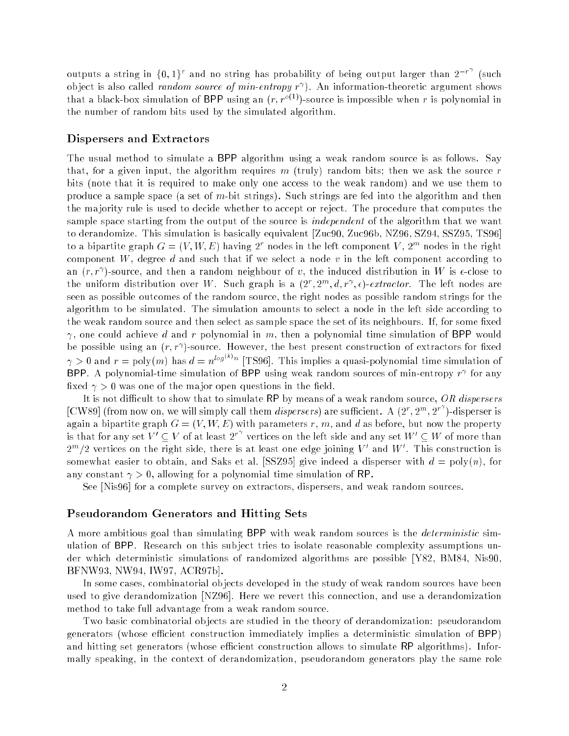outputs a string in $\{0,1\}^r$ and no string has probability of being output larger than $2^{-r^\gamma}$ (such object is also called *random source of min-entropy* $r^\gamma$). An information-theoretic argument shows that a black-box simulation of BPP using an $(r, r^{o(1)})$-source is impossible when $r$ is polynomial in the number of random bits used by the simulated algorithm.

### Dispersers and Extractors

The usual method to simulate a BPP algorithm using a weak random source is as follows. Say that, for a given input, the algorithm requires $m$ (truly) random bits; then we ask the source $r$ bits (note that it is required to make only one access to the weak random) and we use them to produce a sample space (a set of $m$-bit strings). Such strings are fed into the algorithm and then the majority rule is used to decide whether to accept or reject. The procedure that computes the sample space starting from the output of the source is *independent* of the algorithm that we want to derandomize. This simulation is basically equivalent [Zuc90, Zuc96b, NZ96, SZ94, SSZ95, TS96] to a bipartite graph $G = (V, W, E)$ having $2^r$ nodes in the left component $V$, $2^m$ nodes in the right component $W$, degree $d$ and such that if we select a node $v$ in the left component according to an $(r, r^\gamma)$-source, and then a random neighbour of $v$, the induced distribution in $W$ is $\epsilon$-close to the uniform distribution over $W$. Such graph is a $(2^r, 2^m, d, r^\gamma, \epsilon)$*-extractor*. The left nodes are seen as possible outcomes of the random source, the right nodes as possible random strings for the algorithm to be simulated. The simulation amounts to select a node in the left side according to the weak random source and then select as sample space the set of its neighbours. If, for some fixed $\gamma$, one could achieve $d$ and $r$ polynomial in $m$, then a polynomial time simulation of BPP would be possible using an $(r, r^\gamma)$-source. However, the best present construction of extractors for fixed $\gamma > 0$ and $r = \text{poly}(m)$ has $d = n^{\log^{(k)} n}$ [TS96]. This implies a quasi-polynomial time simulation of BPP. A polynomial-time simulation of BPP using weak random sources of min-entropy $r^\gamma$ for any fixed $\gamma > 0$ was one of the major open questions in the field.

It is not difficult to show that to simulate RP by means of a weak random source, *OR dispersers* [CW89] (from now on, we will simply call them *dispersers*) are sufficient. A $(2^r, 2^m, 2^{r^\gamma})$-disperser is again a bipartite graph $G = (V, W, E)$ with parameters $r$, $m$, and $d$ as before, but now the property is that for any set $V' \subseteq V$ of at least $2^{r^\gamma}$ vertices on the left side and any set $W' \subseteq W$ of more than $2^m/2$ vertices on the right side, there is at least one edge joining $V'$ and $W'$. This construction is somewhat easier to obtain, and Saks et al. [SSZ95] give indeed a disperser with $d = \text{poly}(n)$, for any constant $\gamma > 0$, allowing for a polynomial time simulation of RP.

See [Nis96] for a complete survey on extractors, dispersers, and weak random sources.

### Pseudorandom Generators and Hitting Sets

A more ambitious goal than simulating BPP with weak random sources is the *deterministic* simulation of BPP. Research on this subject tries to isolate reasonable complexity assumptions under which deterministic simulations of randomized algorithms are possible [Y82, BM84, Nis90, BFNW93, NW94, IW97, ACR97b].

In some cases, combinatorial objects developed in the study of weak random sources have been used to give derandomization [NZ96]. Here we revert this connection, and use a derandomization method to take full advantage from a weak random source.

Two basic combinatorial objects are studied in the theory of derandomization: pseudorandom generators (whose efficient construction immediately implies a deterministic simulation of BPP) and hitting set generators (whose efficient construction allows to simulate RP algorithms). Informally speaking, in the context of derandomization, pseudorandom generators play the same role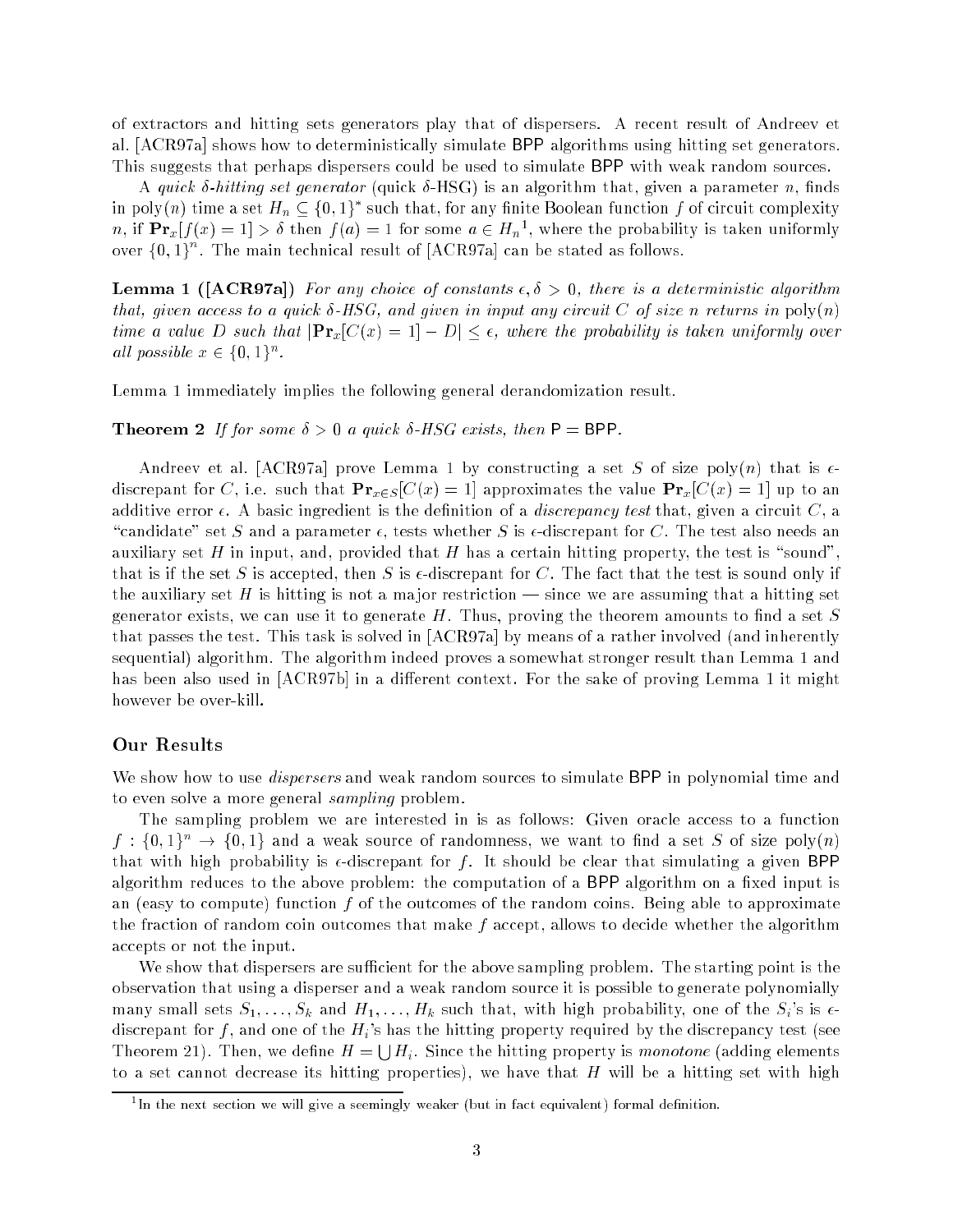of extractors and hitting sets generators play that of dispersers. A recent result of Andreev et al. [ACR97a] shows how to deterministically simulate BPP algorithms using hitting set generators. This suggests that perhaps dispersers could be used to simulate BPP with weak random sources.

A *quick $\delta$-hitting set generator* (quick $\delta$-HSG) is an algorithm that, given a parameter $n$, finds in poly($n$) time a set $H_n \subseteq \{0,1\}^*$ such that, for any finite Boolean function $f$ of circuit complexity $n$, if $\mathbf{Pr}_x[f(x) = 1] > \delta$ then $f(a) = 1$ for some $a \in H_n$[1], where the probability is taken uniformly over $\{0,1\}^n$. The main technical result of [ACR97a] can be stated as follows.

**Lemma 1 ([ACR97a])** *For any choice of constants $\epsilon, \delta > 0$, there is a deterministic algorithm that, given access to a quick $\delta$-HSG, and given in input any circuit $C$ of size $n$ returns in* poly($n$) *time a value $D$ such that $|\mathbf{Pr}_x[C(x) = 1] - D| \leq \epsilon$, where the probability is taken uniformly over all possible $x \in \{0,1\}^n$.*

Lemma 1 immediately implies the following general derandomization result.

**Theorem 2** *If for some $\delta > 0$ a quick $\delta$-HSG exists, then* P = BPP.

Andreev et al. [ACR97a] prove Lemma 1 by constructing a set $S$ of size poly($n$) that is $\epsilon$-discrepant for $C$, i.e. such that $\mathbf{Pr}_{x \in S}[C(x) = 1]$ approximates the value $\mathbf{Pr}_x[C(x) = 1]$ up to an additive error $\epsilon$. A basic ingredient is the definition of a *discrepancy test* that, given a circuit $C$, a "candidate" set $S$ and a parameter $\epsilon$, tests whether $S$ is $\epsilon$-discrepant for $C$. The test also needs an auxiliary set $H$ in input, and, provided that $H$ has a certain hitting property, the test is "sound", that is if the set $S$ is accepted, then $S$ is $\epsilon$-discrepant for $C$. The fact that the test is sound only if the auxiliary set $H$ is hitting is not a major restriction — since we are assuming that a hitting set generator exists, we can use it to generate $H$. Thus, proving the theorem amounts to find a set $S$ that passes the test. This task is solved in [ACR97a] by means of a rather involved (and inherently sequential) algorithm. The algorithm indeed proves a somewhat stronger result than Lemma 1 and has been also used in [ACR97b] in a different context. For the sake of proving Lemma 1 it might however be over-kill.

## Our Results

We show how to use *dispersers* and weak random sources to simulate BPP in polynomial time and to even solve a more general *sampling* problem.

The sampling problem we are interested in is as follows: Given oracle access to a function $f : \{0,1\}^n \to \{0,1\}$ and a weak source of randomness, we want to find a set $S$ of size poly($n$) that with high probability is $\epsilon$-discrepant for $f$. It should be clear that simulating a given BPP algorithm reduces to the above problem: the computation of a BPP algorithm on a fixed input is an (easy to compute) function $f$ of the outcomes of the random coins. Being able to approximate the fraction of random coin outcomes that make $f$ accept, allows to decide whether the algorithm accepts or not the input.

We show that dispersers are sufficient for the above sampling problem. The starting point is the observation that using a disperser and a weak random source it is possible to generate polynomially many small sets $S_1, \ldots, S_k$ and $H_1, \ldots, H_k$ such that, with high probability, one of the $S_i$'s is $\epsilon$-discrepant for $f$, and one of the $H_i$'s has the hitting property required by the discrepancy test (see Theorem 21). Then, we define $H = \bigcup H_i$. Since the hitting property is *monotone* (adding elements to a set cannot decrease its hitting properties), we have that $H$ will be a hitting set with high

[1] In the next section we will give a seemingly weaker (but in fact equivalent) formal definition.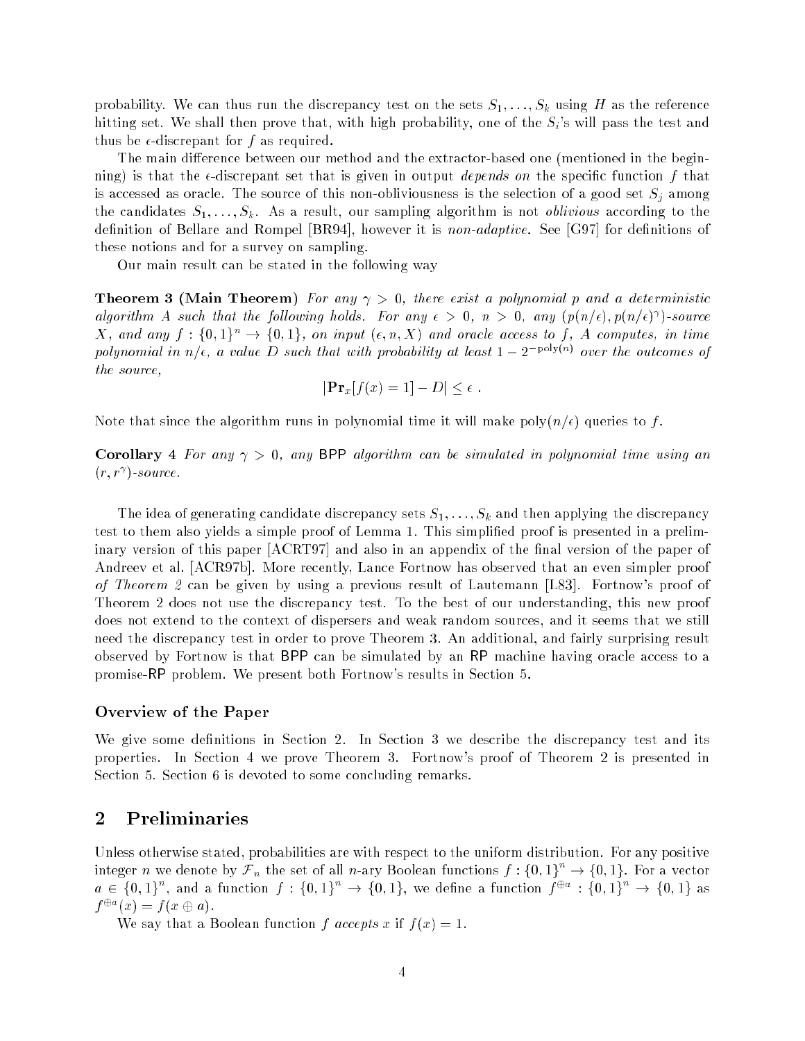probability. We can thus run the discrepancy test on the sets $S_1, \ldots, S_k$ using $H$ as the reference hitting set. We shall then prove that, with high probability, one of the $S_i$'s will pass the test and thus be $\epsilon$-discrepant for $f$ as required.

The main difference between our method and the extractor-based one (mentioned in the beginning) is that the $\epsilon$-discrepant set that is given in output *depends on* the specific function $f$ that is accessed as oracle. The source of this non-obliviousness is the selection of a good set $S_j$ among the candidates $S_1, \ldots, S_k$. As a result, our sampling algorithm is not *oblivious* according to the definition of Bellare and Rompel [BR94], however it is *non-adaptive*. See [G97] for definitions of these notions and for a survey on sampling.

Our main result can be stated in the following way

**Theorem 3 (Main Theorem)** *For any $\gamma > 0$, there exist a polynomial $p$ and a deterministic algorithm $A$ such that the following holds. For any $\epsilon > 0$, $n > 0$, any $(p(n/\epsilon), p(n/\epsilon)^\gamma)$-source $X$, and any $f : \{0,1\}^n \to \{0,1\}$, on input $(\epsilon, n, X)$ and oracle access to $f$, $A$ computes, in time polynomial in $n/\epsilon$, a value $D$ such that with probability at least $1 - 2^{-\mathrm{poly}(n)}$ over the outcomes of the source,*

$$|\mathbf{Pr}_x[f(x) = 1] - D| \leq \epsilon \ .$$

Note that since the algorithm runs in polynomial time it will make $\mathrm{poly}(n/\epsilon)$ queries to $f$.

**Corollary 4** *For any $\gamma > 0$, any* BPP *algorithm can be simulated in polynomial time using an $(r, r^\gamma)$-source.*

The idea of generating candidate discrepancy sets $S_1, \ldots, S_k$ and then applying the discrepancy test to them also yields a simple proof of Lemma 1. This simplified proof is presented in a preliminary version of this paper [ACRT97] and also in an appendix of the final version of the paper of Andreev et al. [ACR97b]. More recently, Lance Fortnow has observed that an even simpler proof *of Theorem 2* can be given by using a previous result of Lautemann [L83]. Fortnow's proof of Theorem 2 does not use the discrepancy test. To the best of our understanding, this new proof does not extend to the context of dispersers and weak random sources, and it seems that we still need the discrepancy test in order to prove Theorem 3. An additional, and fairly surprising result observed by Fortnow is that BPP can be simulated by an RP machine having oracle access to a promise-RP problem. We present both Fortnow's results in Section 5.

### Overview of the Paper

We give some definitions in Section 2. In Section 3 we describe the discrepancy test and its properties. In Section 4 we prove Theorem 3. Fortnow's proof of Theorem 2 is presented in Section 5. Section 6 is devoted to some concluding remarks.

## 2 Preliminaries

Unless otherwise stated, probabilities are with respect to the uniform distribution. For any positive integer $n$ we denote by $\mathcal{F}_n$ the set of all $n$-ary Boolean functions $f : \{0,1\}^n \to \{0,1\}$. For a vector $a \in \{0,1\}^n$, and a function $f : \{0,1\}^n \to \{0,1\}$, we define a function $f^{\oplus a} : \{0,1\}^n \to \{0,1\}$ as $f^{\oplus a}(x) = f(x \oplus a)$.

We say that a Boolean function $f$ *accepts* $x$ if $f(x) = 1$.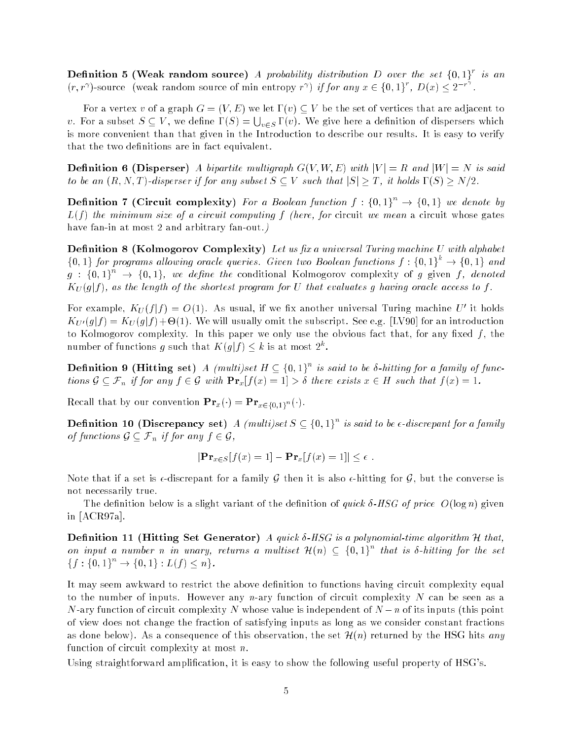**Definition 5 (Weak random source)** *A probability distribution $D$ over the set $\{0,1\}^r$ is an $(r, r^\gamma)$-source (weak random source of min entropy $r^\gamma$) if for any $x \in \{0,1\}^r$, $D(x) \le 2^{-r^\gamma}$.*

For a vertex $v$ of a graph $G = (V, E)$ we let $\Gamma(v) \subseteq V$ be the set of vertices that are adjacent to $v$. For a subset $S \subseteq V$, we define $\Gamma(S) = \bigcup_{v \in S} \Gamma(v)$. We give here a definition of dispersers which is more convenient than that given in the Introduction to describe our results. It is easy to verify that the two definitions are in fact equivalent.

**Definition 6 (Disperser)** *A bipartite multigraph $G(V, W, E)$ with $|V| = R$ and $|W| = N$ is said to be an $(R, N, T)$-disperser if for any subset $S \subseteq V$ such that $|S| \ge T$, it holds $\Gamma(S) \ge N/2$.*

**Definition 7 (Circuit complexity)** *For a Boolean function $f : \{0,1\}^n \to \{0,1\}$ we denote by $L(f)$ the minimum size of a circuit computing $f$ (here, for* circuit *we mean* a circuit whose gates have fan-in at most 2 and arbitrary fan-out.*)*

**Definition 8 (Kolmogorov Complexity)** *Let us fix a universal Turing machine $U$ with alphabet $\{0,1\}$ for programs allowing oracle queries. Given two Boolean functions $f : \{0,1\}^k \to \{0,1\}$ and $g : \{0,1\}^n \to \{0,1\}$, we define the* conditional Kolmogorov complexity *of $g$ given $f$, denoted $K_U(g|f)$, as the length of the shortest program for $U$ that evaluates $g$ having oracle access to $f$.*

For example, $K_U(f|f) = O(1)$. As usual, if we fix another universal Turing machine $U'$ it holds $K_{U'}(g|f) = K_U(g|f) + \Theta(1)$. We will usually omit the subscript. See e.g. [LV90] for an introduction to Kolmogorov complexity. In this paper we only use the obvious fact that, for any fixed $f$, the number of functions $g$ such that $K(g|f) \le k$ is at most $2^k$.

**Definition 9 (Hitting set)** *A (multi)set $H \subseteq \{0,1\}^n$ is said to be $\delta$-hitting for a family of functions $\mathcal{G} \subseteq \mathcal{F}_n$ if for any $f \in \mathcal{G}$ with $\mathbf{Pr}_x[f(x) = 1] > \delta$ there exists $x \in H$ such that $f(x) = 1$.*

Recall that by our convention $\mathbf{Pr}_x(\cdot) = \mathbf{Pr}_{x \in \{0,1\}^n}(\cdot)$.

**Definition 10 (Discrepancy set)** *A (multi)set $S \subseteq \{0,1\}^n$ is said to be $\epsilon$-discrepant for a family of functions $\mathcal{G} \subseteq \mathcal{F}_n$ if for any $f \in \mathcal{G}$,*

$$|\mathbf{Pr}_{x \in S}[f(x) = 1] - \mathbf{Pr}_x[f(x) = 1]| \le \epsilon \ .$$

Note that if a set is $\epsilon$-discrepant for a family $\mathcal{G}$ then it is also $\epsilon$-hitting for $\mathcal{G}$, but the converse is not necessarily true.

The definition below is a slight variant of the definition of *quick $\delta$-HSG of price $O(\log n)$* given in [ACR97a].

**Definition 11 (Hitting Set Generator)** *A quick $\delta$-HSG is a polynomial-time algorithm $\mathcal{H}$ that, on input a number $n$ in unary, returns a multiset $\mathcal{H}(n) \subseteq \{0,1\}^n$ that is $\delta$-hitting for the set $\{f : \{0,1\}^n \to \{0,1\} : L(f) \le n\}$.*

It may seem awkward to restrict the above definition to functions having circuit complexity equal to the number of inputs. However any $n$-ary function of circuit complexity $N$ can be seen as a $N$-ary function of circuit complexity $N$ whose value is independent of $N - n$ of its inputs (this point of view does not change the fraction of satisfying inputs as long as we consider constant fractions as done below). As a consequence of this observation, the set $\mathcal{H}(n)$ returned by the HSG hits *any* function of circuit complexity at most $n$.

Using straightforward amplification, it is easy to show the following useful property of HSG's.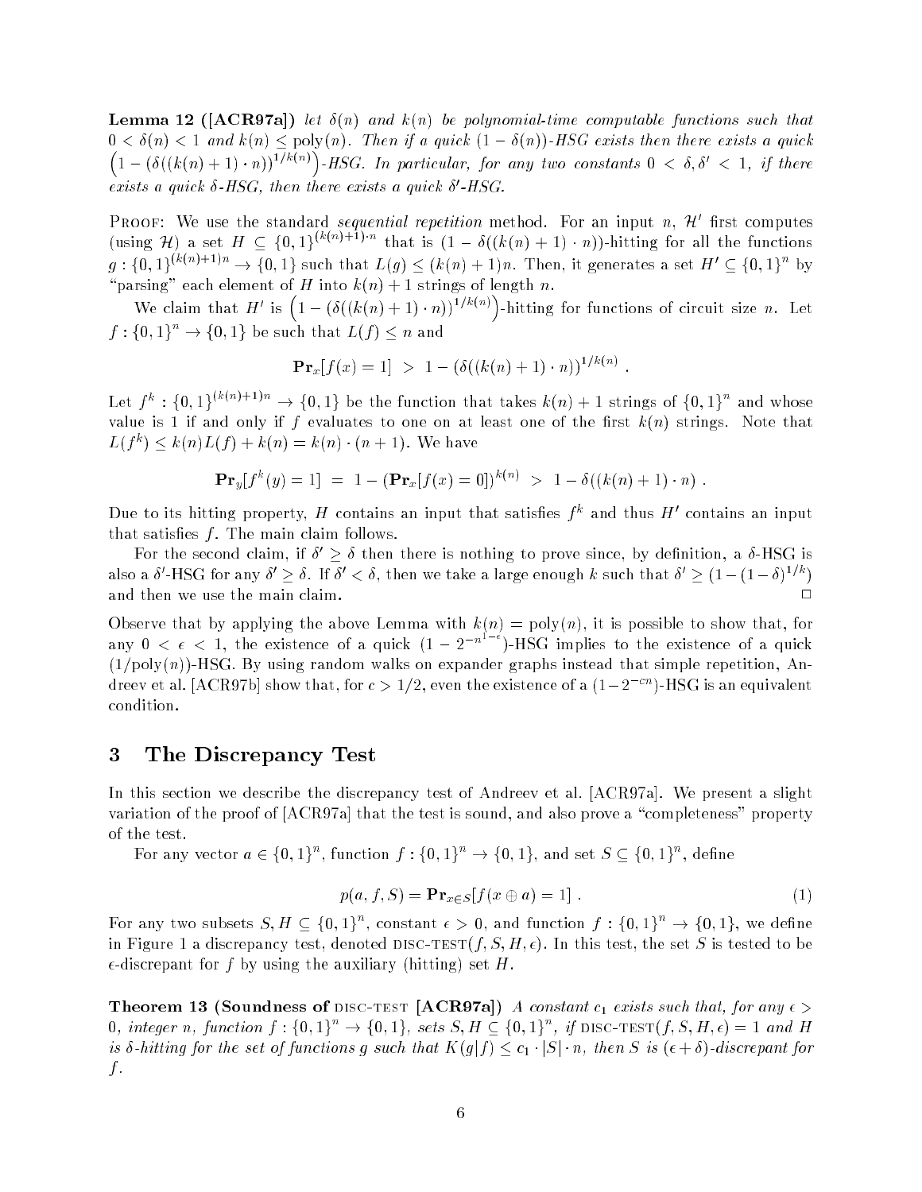**Lemma 12 ([ACR97a])** *let $\delta(n)$ and $k(n)$ be polynomial-time computable functions such that $0 < \delta(n) < 1$ and $k(n) \leq \text{poly}(n)$. Then if a quick $(1 - \delta(n))$-HSG exists then there exists a quick $\left(1 - (\delta((k(n)+1)\cdot n))^{1/k(n)}\right)$-HSG. In particular, for any two constants $0 < \delta, \delta' < 1$, if there exists a quick $\delta$-HSG, then there exists a quick $\delta'$-HSG.*

Proof: We use the standard *sequential repetition* method. For an input $n$, $\mathcal{H}'$ first computes (using $\mathcal{H}$) a set $H \subseteq \{0,1\}^{(k(n)+1)\cdot n}$ that is $(1 - \delta((k(n)+1)\cdot n))$-hitting for all the functions $g : \{0,1\}^{(k(n)+1)n} \to \{0,1\}$ such that $L(g) \leq (k(n)+1)n$. Then, it generates a set $H' \subseteq \{0,1\}^n$ by "parsing" each element of $H$ into $k(n)+1$ strings of length $n$.

We claim that $H'$ is $\left(1 - (\delta((k(n)+1)\cdot n))^{1/k(n)}\right)$-hitting for functions of circuit size $n$. Let $f : \{0,1\}^n \to \{0,1\}$ be such that $L(f) \leq n$ and

$$\mathbf{Pr}_x[f(x) = 1] \; > \; 1 - (\delta((k(n)+1)\cdot n))^{1/k(n)} \; .$$

Let $f^k : \{0,1\}^{(k(n)+1)n} \to \{0,1\}$ be the function that takes $k(n)+1$ strings of $\{0,1\}^n$ and whose value is 1 if and only if $f$ evaluates to one on at least one of the first $k(n)$ strings. Note that $L(f^k) \leq k(n)L(f) + k(n) = k(n)\cdot(n+1)$. We have

$$\mathbf{Pr}_y[f^k(y) = 1] \; = \; 1 - (\mathbf{Pr}_x[f(x) = 0])^{k(n)} \; > \; 1 - \delta((k(n)+1)\cdot n) \; .$$

Due to its hitting property, $H$ contains an input that satisfies $f^k$ and thus $H'$ contains an input that satisfies $f$. The main claim follows.

For the second claim, if $\delta' \geq \delta$ then there is nothing to prove since, by definition, a $\delta$-HSG is also a $\delta'$-HSG for any $\delta' \geq \delta$. If $\delta' < \delta$, then we take a large enough $k$ such that $\delta' \geq (1 - (1-\delta)^{1/k})$ and then we use the main claim. $\square$

Observe that by applying the above Lemma with $k(n) = \text{poly}(n)$, it is possible to show that, for any $0 < \epsilon < 1$, the existence of a quick $(1 - 2^{-n^{1-\epsilon}})$-HSG implies to the existence of a quick $(1/\text{poly}(n))$-HSG. By using random walks on expander graphs instead that simple repetition, Andreev et al. [ACR97b] show that, for $c > 1/2$, even the existence of a $(1 - 2^{-cn})$-HSG is an equivalent condition.

## 3 The Discrepancy Test

In this section we describe the discrepancy test of Andreev et al. [ACR97a]. We present a slight variation of the proof of [ACR97a] that the test is sound, and also prove a "completeness" property of the test.

For any vector $a \in \{0,1\}^n$, function $f : \{0,1\}^n \to \{0,1\}$, and set $S \subseteq \{0,1\}^n$, define

$$p(a, f, S) = \mathbf{Pr}_{x \in S}[f(x \oplus a) = 1] \; . \tag{1}$$

For any two subsets $S, H \subseteq \{0,1\}^n$, constant $\epsilon > 0$, and function $f : \{0,1\}^n \to \{0,1\}$, we define in Figure 1 a discrepancy test, denoted DISC-TEST$(f, S, H, \epsilon)$. In this test, the set $S$ is tested to be $\epsilon$-discrepant for $f$ by using the auxiliary (hitting) set $H$.

**Theorem 13 (Soundness of DISC-TEST [ACR97a])** *A constant $c_1$ exists such that, for any $\epsilon > 0$, integer $n$, function $f : \{0,1\}^n \to \{0,1\}$, sets $S, H \subseteq \{0,1\}^n$, if DISC-TEST$(f, S, H, \epsilon) = 1$ and $H$ is $\delta$-hitting for the set of functions $g$ such that $K(g|f) \leq c_1 \cdot |S| \cdot n$, then $S$ is $(\epsilon + \delta)$-discrepant for $f$.*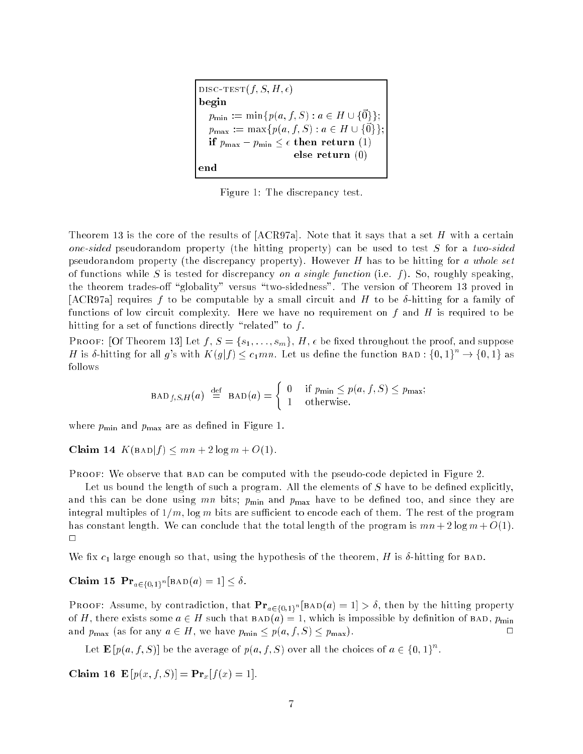```
DISC-TEST(f, S, H, ε)
begin
   p_min := min{p(a, f, S) : a ∈ H ∪ {0⃗}};
   p_max := max{p(a, f, S) : a ∈ H ∪ {0⃗}};
   if p_max − p_min ≤ ε then return (1)
                           else return (0)
end
```

Figure 1: The discrepancy test.

Theorem 13 is the core of the results of [ACR97a]. Note that it says that a set $H$ with a certain *one-sided* pseudorandom property (the hitting property) can be used to test $S$ for a *two-sided* pseudorandom property (the discrepancy property). However $H$ has to be hitting for *a whole set* of functions while $S$ is tested for discrepancy *on a single function* (i.e. $f$). So, roughly speaking, the theorem trades-off "globality" versus "two-sidedness". The version of Theorem 13 proved in [ACR97a] requires $f$ to be computable by a small circuit and $H$ to be $\delta$-hitting for a family of functions of low circuit complexity. Here we have no requirement on $f$ and $H$ is required to be hitting for a set of functions directly "related" to $f$.

PROOF: [Of Theorem 13] Let $f$, $S = \{s_1, \ldots, s_m\}$, $H$, $\epsilon$ be fixed throughout the proof, and suppose $H$ is $\delta$-hitting for all $g$'s with $K(g|f) \leq c_1 mn$. Let us define the function $\text{BAD} : \{0,1\}^n \to \{0,1\}$ as follows

$$\text{BAD}_{f,S,H}(a) \stackrel{\text{def}}{=} \text{BAD}(a) = \begin{cases} 0 & \text{if } p_{\min} \leq p(a,f,S) \leq p_{\max}; \\ 1 & \text{otherwise.} \end{cases}$$

where $p_{\min}$ and $p_{\max}$ are as defined in Figure 1.

**Claim 14** $K(\text{BAD}|f) \leq mn + 2\log m + O(1)$.

PROOF: We observe that BAD can be computed with the pseudo-code depicted in Figure 2.

Let us bound the length of such a program. All the elements of $S$ have to be defined explicitly, and this can be done using $mn$ bits; $p_{\min}$ and $p_{\max}$ have to be defined too, and since they are integral multiples of $1/m$, $\log m$ bits are sufficient to encode each of them. The rest of the program has constant length. We can conclude that the total length of the program is $mn + 2\log m + O(1)$. □

We fix $c_1$ large enough so that, using the hypothesis of the theorem, $H$ is $\delta$-hitting for BAD.

**Claim 15** $\mathbf{Pr}_{a \in \{0,1\}^n}[\text{BAD}(a) = 1] \leq \delta$.

PROOF: Assume, by contradiction, that $\mathbf{Pr}_{a \in \{0,1\}^n}[\text{BAD}(a) = 1] > \delta$, then by the hitting property of $H$, there exists some $a \in H$ such that $\text{BAD}(a) = 1$, which is impossible by definition of BAD, $p_{\min}$ and $p_{\max}$ (as for any $a \in H$, we have $p_{\min} \leq p(a,f,S) \leq p_{\max}$). □

Let $\mathbf{E}[p(a,f,S)]$ be the average of $p(a,f,S)$ over all the choices of $a \in \{0,1\}^n$.

**Claim 16** $\mathbf{E}[p(x,f,S)] = \mathbf{Pr}_x[f(x) = 1]$.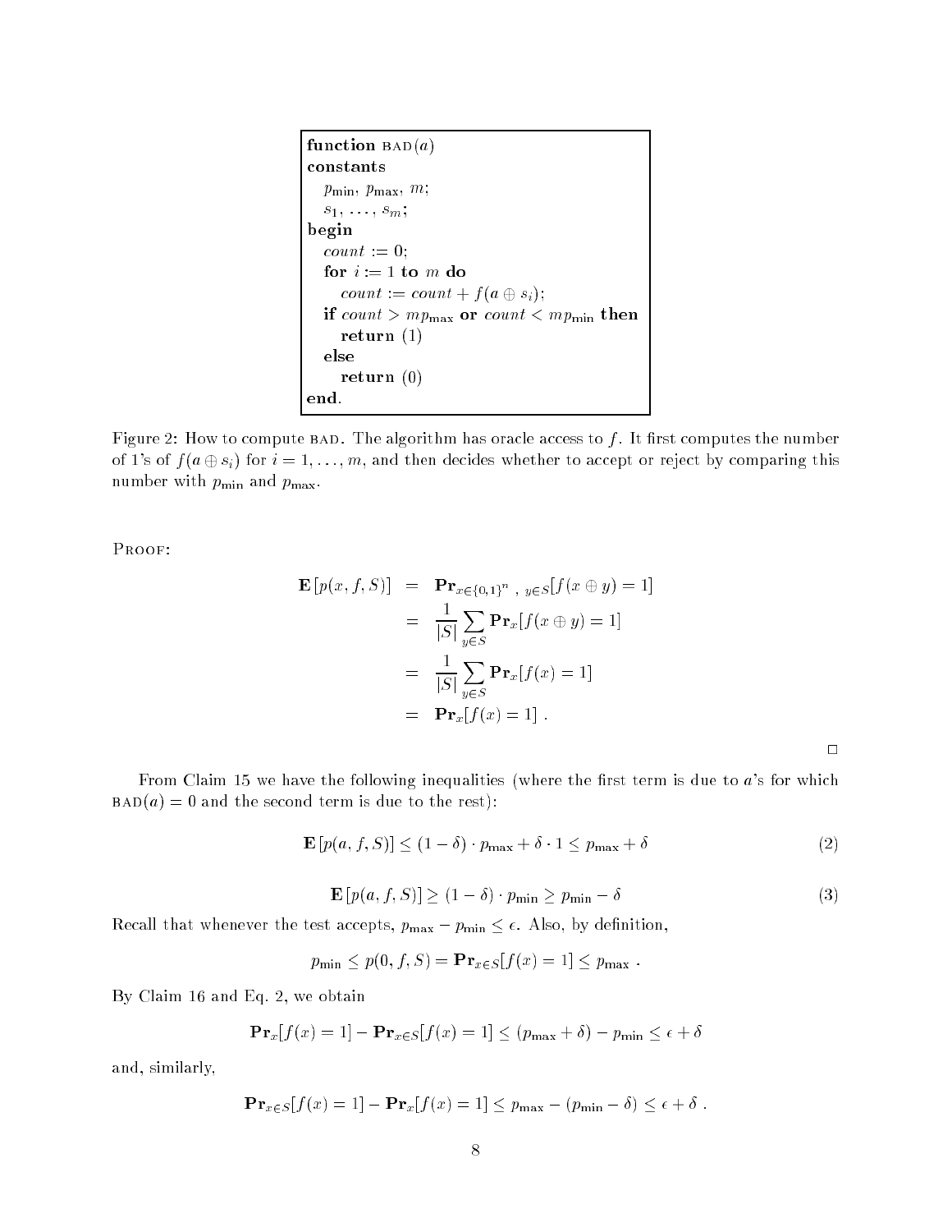```
function BAD(a)
constants
   p_min, p_max, m;
   s_1, ..., s_m;
begin
   count := 0;
   for i := 1 to m do
      count := count + f(a ⊕ s_i);
   if count > m p_max or count < m p_min then
      return (1)
   else
      return (0)
end.
```

Figure 2: How to compute BAD. The algorithm has oracle access to $f$. It first computes the number of 1's of $f(a \oplus s_i)$ for $i = 1, \ldots, m$, and then decides whether to accept or reject by comparing this number with $p_{\min}$ and $p_{\max}$.

PROOF:

$$
\begin{aligned}
\mathbf{E}\left[p(x, f, S)\right] &= \mathbf{Pr}_{x \in \{0,1\}^n \text{ , } y \in S}[f(x \oplus y) = 1] \\
&= \frac{1}{|S|} \sum_{y \in S} \mathbf{Pr}_x[f(x \oplus y) = 1] \\
&= \frac{1}{|S|} \sum_{y \in S} \mathbf{Pr}_x[f(x) = 1] \\
&= \mathbf{Pr}_x[f(x) = 1] \ .
\end{aligned}
$$

□

From Claim 15 we have the following inequalities (where the first term is due to $a$'s for which $\textsc{bad}(a) = 0$ and the second term is due to the rest):

$$\mathbf{E}\left[p(a, f, S)\right] \leq (1 - \delta) \cdot p_{\max} + \delta \cdot 1 \leq p_{\max} + \delta \tag{2}$$

$$\mathbf{E}\left[p(a, f, S)\right] \geq (1 - \delta) \cdot p_{\min} \geq p_{\min} - \delta \tag{3}$$

Recall that whenever the test accepts, $p_{\max} - p_{\min} \leq \epsilon$. Also, by definition,

$$p_{\min} \leq p(0, f, S) = \mathbf{Pr}_{x \in S}[f(x) = 1] \leq p_{\max} \ .$$

By Claim 16 and Eq. 2, we obtain

$$\mathbf{Pr}_x[f(x) = 1] - \mathbf{Pr}_{x \in S}[f(x) = 1] \leq (p_{\max} + \delta) - p_{\min} \leq \epsilon + \delta$$

and, similarly,

$$\mathbf{Pr}_{x \in S}[f(x) = 1] - \mathbf{Pr}_x[f(x) = 1] \leq p_{\max} - (p_{\min} - \delta) \leq \epsilon + \delta \ .$$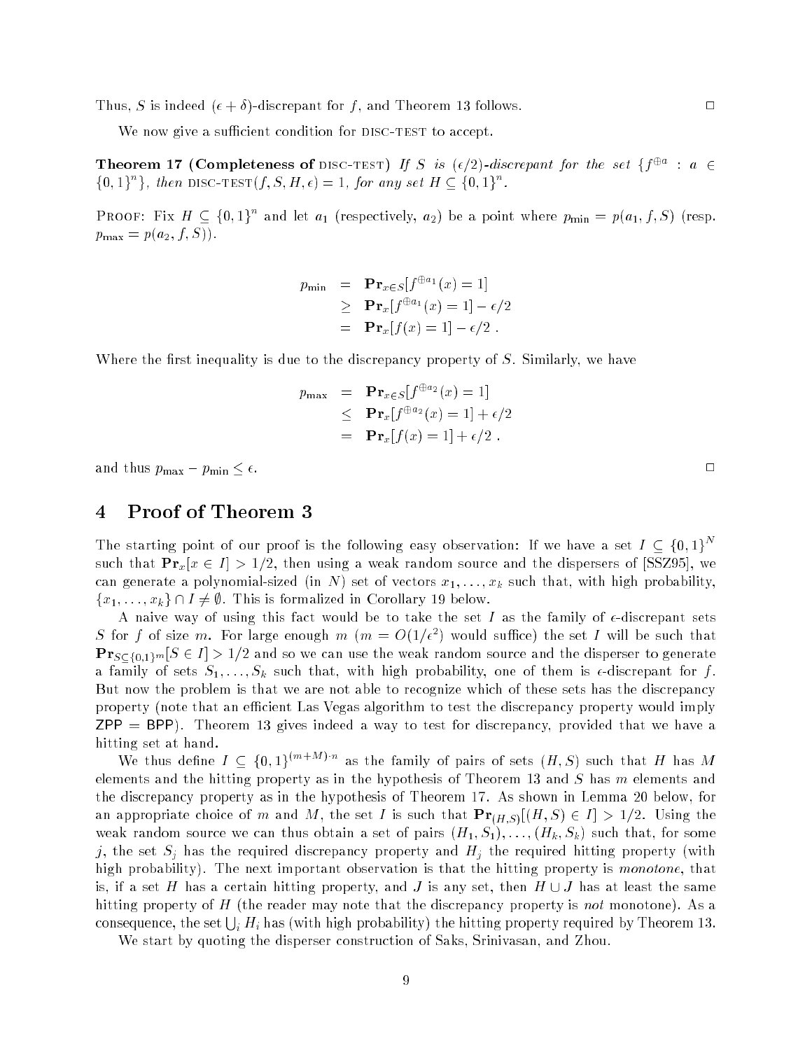Thus, $S$ is indeed $(\epsilon + \delta)$-discrepant for $f$, and Theorem 13 follows. □

We now give a sufficient condition for DISC-TEST to accept.

**Theorem 17 (Completeness of DISC-TEST)** *If $S$ is $(\epsilon/2)$-discrepant for the set $\{f^{\oplus a} : a \in \{0,1\}^n\}$, then $\text{DISC-TEST}(f, S, H, \epsilon) = 1$, for any set $H \subseteq \{0,1\}^n$.*

PROOF: Fix $H \subseteq \{0,1\}^n$ and let $a_1$ (respectively, $a_2$) be a point where $p_{\min} = p(a_1, f, S)$ (resp. $p_{\max} = p(a_2, f, S)$).

$$
\begin{aligned}
p_{\min} &= \mathbf{Pr}_{x \in S}[f^{\oplus a_1}(x) = 1] \\
&\geq \mathbf{Pr}_x[f^{\oplus a_1}(x) = 1] - \epsilon/2 \\
&= \mathbf{Pr}_x[f(x) = 1] - \epsilon/2 \ .
\end{aligned}
$$

Where the first inequality is due to the discrepancy property of $S$. Similarly, we have

$$
\begin{aligned}
p_{\max} &= \mathbf{Pr}_{x \in S}[f^{\oplus a_2}(x) = 1] \\
&\leq \mathbf{Pr}_x[f^{\oplus a_2}(x) = 1] + \epsilon/2 \\
&= \mathbf{Pr}_x[f(x) = 1] + \epsilon/2 \ .
\end{aligned}
$$

and thus $p_{\max} - p_{\min} \leq \epsilon$. □

# 4 Proof of Theorem 3

The starting point of our proof is the following easy observation: If we have a set $I \subseteq \{0,1\}^N$ such that $\mathbf{Pr}_x[x \in I] > 1/2$, then using a weak random source and the dispersers of [SSZ95], we can generate a polynomial-sized (in $N$) set of vectors $x_1, \ldots, x_k$ such that, with high probability, $\{x_1, \ldots, x_k\} \cap I \neq \emptyset$. This is formalized in Corollary 19 below.

A naive way of using this fact would be to take the set $I$ as the family of $\epsilon$-discrepant sets $S$ for $f$ of size $m$. For large enough $m$ ($m = O(1/\epsilon^2)$ would suffice) the set $I$ will be such that $\mathbf{Pr}_{S \subseteq \{0,1\}^m}[S \in I] > 1/2$ and so we can use the weak random source and the disperser to generate a family of sets $S_1, \ldots, S_k$ such that, with high probability, one of them is $\epsilon$-discrepant for $f$. But now the problem is that we are not able to recognize which of these sets has the discrepancy property (note that an efficient Las Vegas algorithm to test the discrepancy property would imply $\mathsf{ZPP} = \mathsf{BPP}$). Theorem 13 gives indeed a way to test for discrepancy, provided that we have a hitting set at hand.

We thus define $I \subseteq \{0,1\}^{(m+M) \cdot n}$ as the family of pairs of sets $(H, S)$ such that $H$ has $M$ elements and the hitting property as in the hypothesis of Theorem 13 and $S$ has $m$ elements and the discrepancy property as in the hypothesis of Theorem 17. As shown in Lemma 20 below, for an appropriate choice of $m$ and $M$, the set $I$ is such that $\mathbf{Pr}_{(H,S)}[(H, S) \in I] > 1/2$. Using the weak random source we can thus obtain a set of pairs $(H_1, S_1), \ldots, (H_k, S_k)$ such that, for some $j$, the set $S_j$ has the required discrepancy property and $H_j$ the required hitting property (with high probability). The next important observation is that the hitting property is *monotone*, that is, if a set $H$ has a certain hitting property, and $J$ is any set, then $H \cup J$ has at least the same hitting property of $H$ (the reader may note that the discrepancy property is *not* monotone). As a consequence, the set $\bigcup_i H_i$ has (with high probability) the hitting property required by Theorem 13.

We start by quoting the disperser construction of Saks, Srinivasan, and Zhou.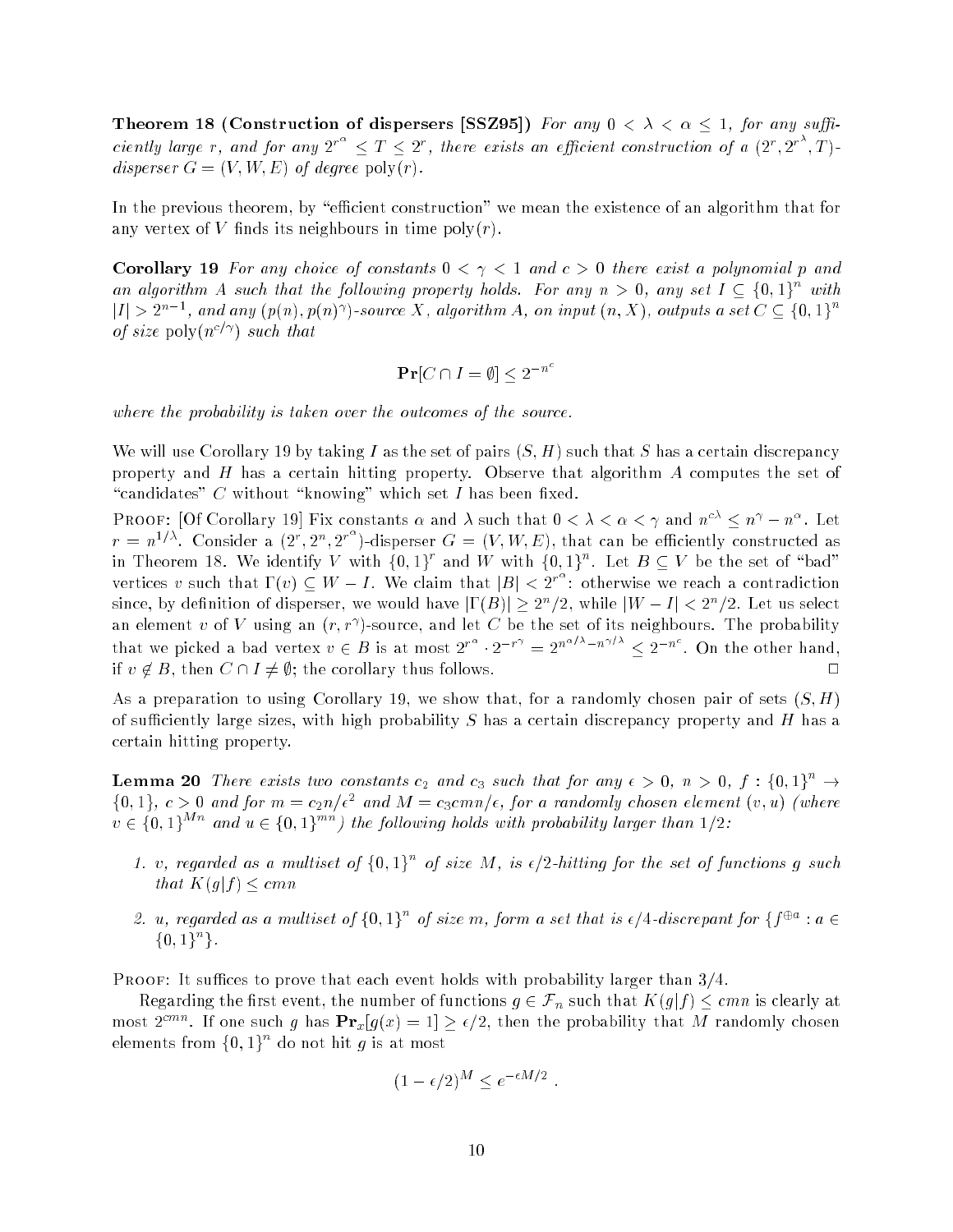**Theorem 18 (Construction of dispersers [SSZ95])** *For any $0 < \lambda < \alpha \leq 1$, for any sufficiently large $r$, and for any $2^{r^\alpha} \leq T \leq 2^r$, there exists an efficient construction of a $(2^r, 2^{r^\lambda}, T)$-disperser $G = (V, W, E)$ of degree $\mathrm{poly}(r)$.*

In the previous theorem, by "efficient construction" we mean the existence of an algorithm that for any vertex of $V$ finds its neighbours in time $\mathrm{poly}(r)$.

**Corollary 19** *For any choice of constants $0 < \gamma < 1$ and $c > 0$ there exist a polynomial $p$ and an algorithm $A$ such that the following property holds. For any $n > 0$, any set $I \subseteq \{0,1\}^n$ with $|I| > 2^{n-1}$, and any $(p(n), p(n)^\gamma)$-source $X$, algorithm $A$, on input $(n, X)$, outputs a set $C \subseteq \{0,1\}^n$ of size $\mathrm{poly}(n^{c/\gamma})$ such that*

$$\mathbf{Pr}[C \cap I = \emptyset] \leq 2^{-n^c}$$

*where the probability is taken over the outcomes of the source.*

We will use Corollary 19 by taking $I$ as the set of pairs $(S, H)$ such that $S$ has a certain discrepancy property and $H$ has a certain hitting property. Observe that algorithm $A$ computes the set of "candidates" $C$ without "knowing" which set $I$ has been fixed.

Proof: [Of Corollary 19] Fix constants $\alpha$ and $\lambda$ such that $0 < \lambda < \alpha < \gamma$ and $n^{c\lambda} \leq n^\gamma - n^\alpha$. Let $r = n^{1/\lambda}$. Consider a $(2^r, 2^n, 2^{r^\alpha})$-disperser $G = (V, W, E)$, that can be efficiently constructed as in Theorem 18. We identify $V$ with $\{0,1\}^r$ and $W$ with $\{0,1\}^n$. Let $B \subseteq V$ be the set of "bad" vertices $v$ such that $\Gamma(v) \subseteq W - I$. We claim that $|B| < 2^{r^\alpha}$: otherwise we reach a contradiction since, by definition of disperser, we would have $|\Gamma(B)| \geq 2^n/2$, while $|W - I| < 2^n/2$. Let us select an element $v$ of $V$ using an $(r, r^\gamma)$-source, and let $C$ be the set of its neighbours. The probability that we picked a bad vertex $v \in B$ is at most $2^{r^\alpha} \cdot 2^{-r^\gamma} = 2^{n^{\alpha/\lambda} - n^{\gamma/\lambda}} \leq 2^{-n^c}$. On the other hand, if $v \notin B$, then $C \cap I \neq \emptyset$; the corollary thus follows. $\square$

As a preparation to using Corollary 19, we show that, for a randomly chosen pair of sets $(S, H)$ of sufficiently large sizes, with high probability $S$ has a certain discrepancy property and $H$ has a certain hitting property.

**Lemma 20** *There exists two constants $c_2$ and $c_3$ such that for any $\epsilon > 0$, $n > 0$, $f : \{0,1\}^n \to \{0,1\}$, $c > 0$ and for $m = c_2 n/\epsilon^2$ and $M = c_3 cmn/\epsilon$, for a randomly chosen element $(v, u)$ (where $v \in \{0,1\}^{Mn}$ and $u \in \{0,1\}^{mn}$) the following holds with probability larger than $1/2$:*

1. *$v$, regarded as a multiset of $\{0,1\}^n$ of size $M$, is $\epsilon/2$-hitting for the set of functions $g$ such that $K(g|f) \leq cmn$*
2. *$u$, regarded as a multiset of $\{0,1\}^n$ of size $m$, form a set that is $\epsilon/4$-discrepant for $\{f^{\oplus a} : a \in \{0,1\}^n\}$.*

Proof: It suffices to prove that each event holds with probability larger than $3/4$.

Regarding the first event, the number of functions $g \in \mathcal{F}_n$ such that $K(g|f) \leq cmn$ is clearly at most $2^{cmn}$. If one such $g$ has $\mathbf{Pr}_x[g(x) = 1] \geq \epsilon/2$, then the probability that $M$ randomly chosen elements from $\{0,1\}^n$ do not hit $g$ is at most

$$(1 - \epsilon/2)^M \leq e^{-\epsilon M/2} .$$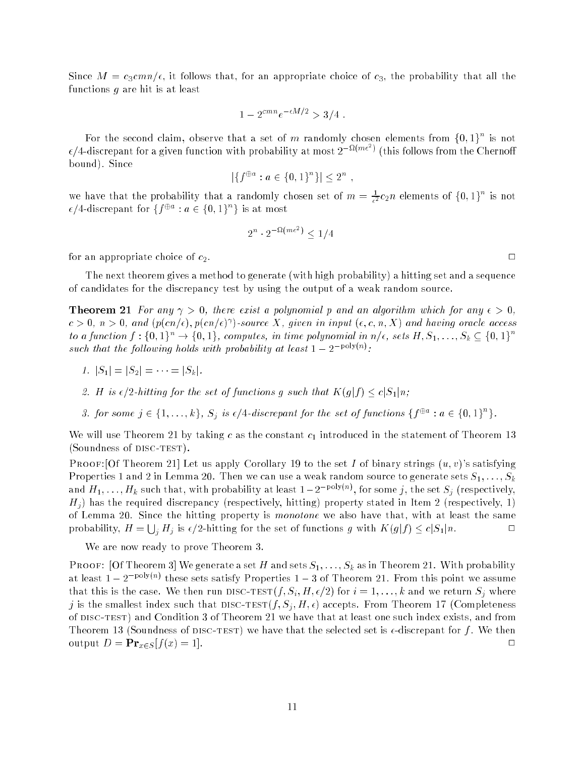Since $M = c_3 cmn/\epsilon$, it follows that, for an appropriate choice of $c_3$, the probability that all the functions $g$ are hit is at least

$$1 - 2^{cmn} e^{-\epsilon M/2} > 3/4 \ .$$

For the second claim, observe that a set of $m$ randomly chosen elements from $\{0,1\}^n$ is not $\epsilon/4$-discrepant for a given function with probability at most $2^{-\Omega(m\epsilon^2)}$ (this follows from the Chernoff bound). Since

$$|\{f^{\oplus a} : a \in \{0,1\}^n\}| \leq 2^n \ ,$$

we have that the probability that a randomly chosen set of $m = \frac{1}{\epsilon^2} c_2 n$ elements of $\{0,1\}^n$ is not $\epsilon/4$-discrepant for $\{f^{\oplus a} : a \in \{0,1\}^n\}$ is at most

$$2^n \cdot 2^{-\Omega(m\epsilon^2)} \leq 1/4$$

for an appropriate choice of $c_2$. □

The next theorem gives a method to generate (with high probability) a hitting set and a sequence of candidates for the discrepancy test by using the output of a weak random source.

**Theorem 21** *For any $\gamma > 0$, there exist a polynomial $p$ and an algorithm which for any $\epsilon > 0$, $c > 0$, $n > 0$, and $(p(cn/\epsilon), p(cn/\epsilon)^\gamma)$-source $X$, given in input $(\epsilon, c, n, X)$ and having oracle access to a function $f : \{0,1\}^n \to \{0,1\}$, computes, in time polynomial in $n/\epsilon$, sets $H, S_1, \ldots, S_k \subseteq \{0,1\}^n$ such that the following holds with probability at least $1 - 2^{-\mathrm{poly}(n)}$:*

1. *$|S_1| = |S_2| = \cdots = |S_k|$.*
2. *$H$ is $\epsilon/2$-hitting for the set of functions $g$ such that $K(g|f) \leq c|S_1|n$;*
3. *for some $j \in \{1,\ldots,k\}$, $S_j$ is $\epsilon/4$-discrepant for the set of functions $\{f^{\oplus a} : a \in \{0,1\}^n\}$.*

We will use Theorem 21 by taking $c$ as the constant $c_1$ introduced in the statement of Theorem 13 (Soundness of DISC-TEST).

PROOF:[Of Theorem 21] Let us apply Corollary 19 to the set $I$ of binary strings $(u,v)$'s satisfying Properties 1 and 2 in Lemma 20. Then we can use a weak random source to generate sets $S_1, \ldots, S_k$ and $H_1, \ldots, H_k$ such that, with probability at least $1 - 2^{-\mathrm{poly}(n)}$, for some $j$, the set $S_j$ (respectively, $H_j$) has the required discrepancy (respectively, hitting) property stated in Item 2 (respectively, 1) of Lemma 20. Since the hitting property is *monotone* we also have that, with at least the same probability, $H = \bigcup_j H_j$ is $\epsilon/2$-hitting for the set of functions $g$ with $K(g|f) \leq c|S_1|n$. □

We are now ready to prove Theorem 3.

PROOF: [Of Theorem 3] We generate a set $H$ and sets $S_1, \ldots, S_k$ as in Theorem 21. With probability at least $1 - 2^{-\mathrm{poly}(n)}$ these sets satisfy Properties 1 – 3 of Theorem 21. From this point we assume that this is the case. We then run DISC-TEST$(f, S_i, H, \epsilon/2)$ for $i = 1, \ldots, k$ and we return $S_j$ where $j$ is the smallest index such that DISC-TEST$(f, S_j, H, \epsilon)$ accepts. From Theorem 17 (Completeness of DISC-TEST) and Condition 3 of Theorem 21 we have that at least one such index exists, and from Theorem 13 (Soundness of DISC-TEST) we have that the selected set is $\epsilon$-discrepant for $f$. We then output $D = \mathbf{Pr}_{x \in S}[f(x) = 1]$. □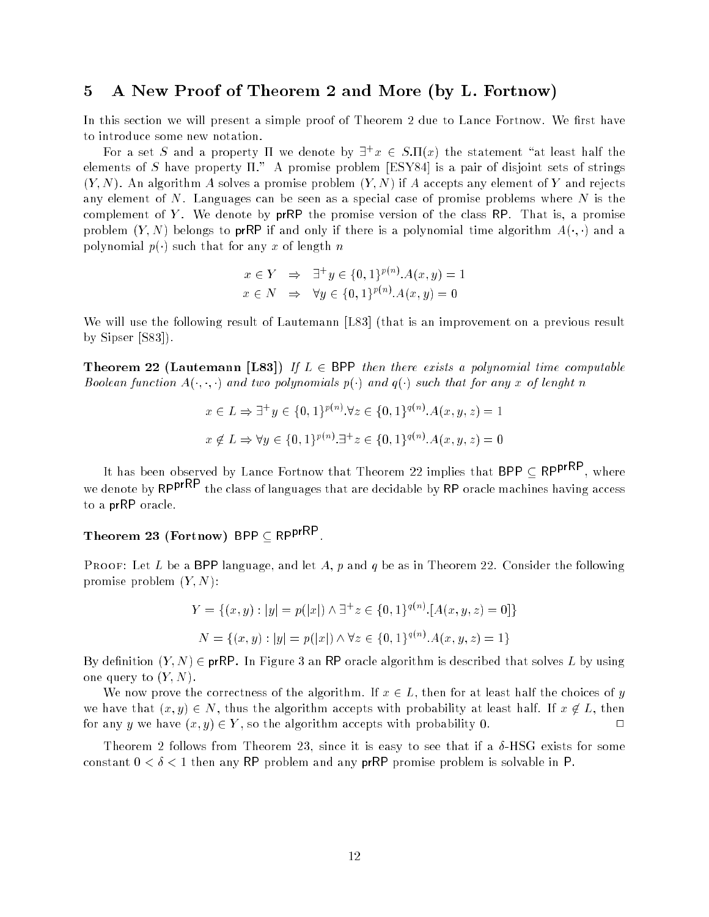## 5 A New Proof of Theorem 2 and More (by L. Fortnow)

In this section we will present a simple proof of Theorem 2 due to Lance Fortnow. We first have to introduce some new notation.

For a set $S$ and a property $\Pi$ we denote by $\exists^+ x \in S.\Pi(x)$ the statement "at least half the elements of $S$ have property $\Pi$." A promise problem [ESY84] is a pair of disjoint sets of strings $(Y, N)$. An algorithm $A$ solves a promise problem $(Y, N)$ if $A$ accepts any element of $Y$ and rejects any element of $N$. Languages can be seen as a special case of promise problems where $N$ is the complement of $Y$. We denote by $\mathsf{prRP}$ the promise version of the class $\mathsf{RP}$. That is, a promise problem $(Y, N)$ belongs to $\mathsf{prRP}$ if and only if there is a polynomial time algorithm $A(\cdot, \cdot)$ and a polynomial $p(\cdot)$ such that for any $x$ of length $n$

$$
\begin{aligned}
x \in Y &\Rightarrow \exists^+ y \in \{0,1\}^{p(n)}.A(x,y) = 1 \\
x \in N &\Rightarrow \forall y \in \{0,1\}^{p(n)}.A(x,y) = 0
\end{aligned}
$$

We will use the following result of Lautemann [L83] (that is an improvement on a previous result by Sipser [S83]).

**Theorem 22 (Lautemann [L83])** *If $L \in \mathsf{BPP}$ then there exists a polynomial time computable Boolean function $A(\cdot, \cdot, \cdot)$ and two polynomials $p(\cdot)$ and $q(\cdot)$ such that for any $x$ of lenght $n$*

$$x \in L \Rightarrow \exists^+ y \in \{0,1\}^{p(n)}.\forall z \in \{0,1\}^{q(n)}.A(x,y,z) = 1$$

$$x \notin L \Rightarrow \forall y \in \{0,1\}^{p(n)}.\exists^+ z \in \{0,1\}^{q(n)}.A(x,y,z) = 0$$

It has been observed by Lance Fortnow that Theorem 22 implies that $\mathsf{BPP} \subseteq \mathsf{RP}^{\mathsf{prRP}}$, where we denote by $\mathsf{RP}^{\mathsf{prRP}}$ the class of languages that are decidable by $\mathsf{RP}$ oracle machines having access to a $\mathsf{prRP}$ oracle.

**Theorem 23 (Fortnow)** $\mathsf{BPP} \subseteq \mathsf{RP}^{\mathsf{prRP}}$.

Proof: Let $L$ be a $\mathsf{BPP}$ language, and let $A$, $p$ and $q$ be as in Theorem 22. Consider the following promise problem $(Y, N)$:

$$Y = \{(x,y) : |y| = p(|x|) \wedge \exists^+ z \in \{0,1\}^{q(n)}.[A(x,y,z) = 0]\}$$

$$N = \{(x,y) : |y| = p(|x|) \wedge \forall z \in \{0,1\}^{q(n)}.A(x,y,z) = 1\}$$

By definition $(Y, N) \in \mathsf{prRP}$. In Figure 3 an $\mathsf{RP}$ oracle algorithm is described that solves $L$ by using one query to $(Y, N)$.

We now prove the correctness of the algorithm. If $x \in L$, then for at least half the choices of $y$ we have that $(x, y) \in N$, thus the algorithm accepts with probability at least half. If $x \notin L$, then for any $y$ we have $(x, y) \in Y$, so the algorithm accepts with probability 0. □

Theorem 2 follows from Theorem 23, since it is easy to see that if a $\delta$-HSG exists for some constant $0 < \delta < 1$ then any $\mathsf{RP}$ problem and any $\mathsf{prRP}$ promise problem is solvable in $\mathsf{P}$.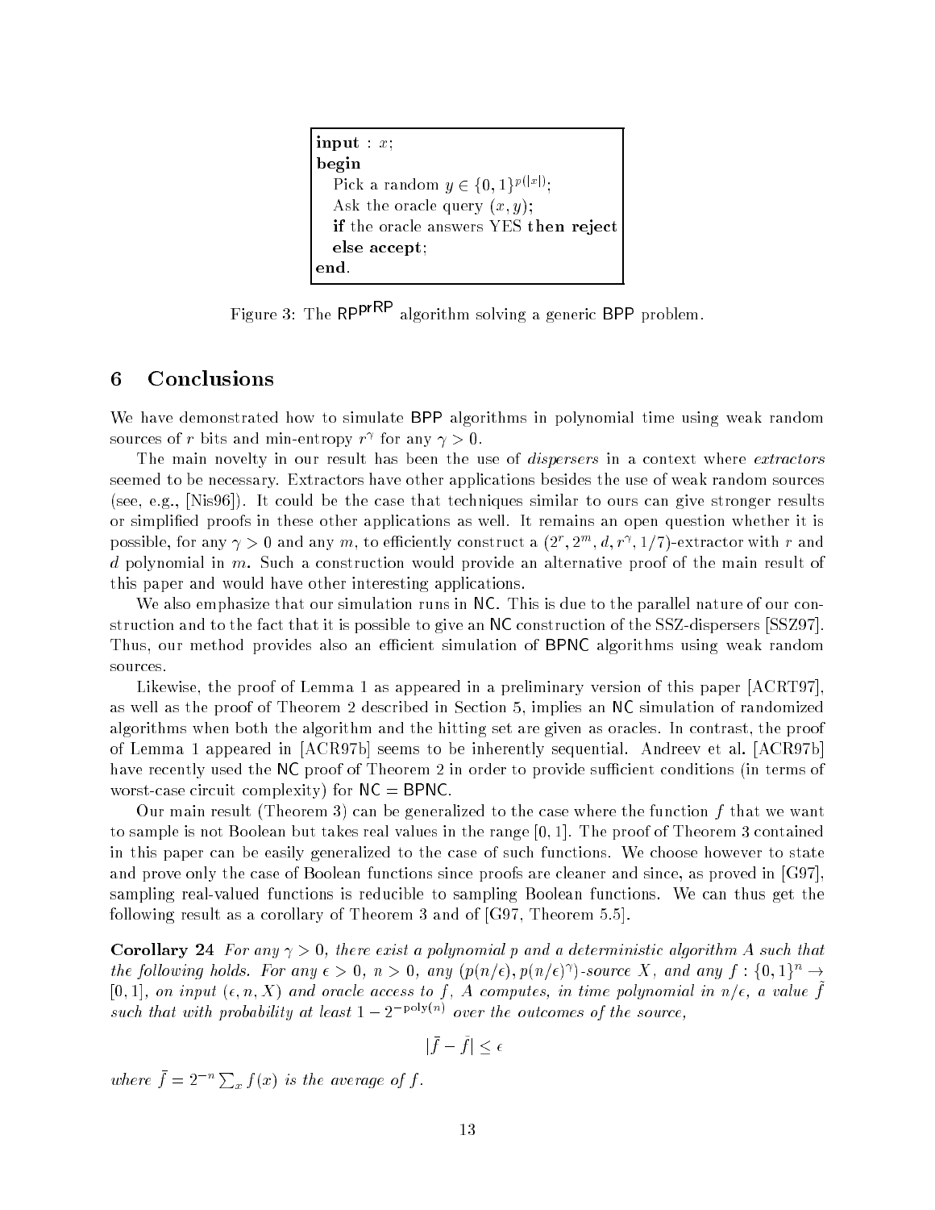```
input : x;
begin
   Pick a random y ∈ {0,1}^{p(|x|)};
   Ask the oracle query (x, y);
   if the oracle answers YES then reject
   else accept;
end.
```

Figure 3: The $\mathsf{RP}^{\mathsf{prRP}}$ algorithm solving a generic $\mathsf{BPP}$ problem.

## 6 Conclusions

We have demonstrated how to simulate $\mathsf{BPP}$ algorithms in polynomial time using weak random sources of $r$ bits and min-entropy $r^\gamma$ for any $\gamma > 0$.

The main novelty in our result has been the use of *dispersers* in a context where *extractors* seemed to be necessary. Extractors have other applications besides the use of weak random sources (see, e.g., [Nis96]). It could be the case that techniques similar to ours can give stronger results or simplified proofs in these other applications as well. It remains an open question whether it is possible, for any $\gamma > 0$ and any $m$, to efficiently construct a $(2^r, 2^m, d, r^\gamma, 1/7)$-extractor with $r$ and $d$ polynomial in $m$. Such a construction would provide an alternative proof of the main result of this paper and would have other interesting applications.

We also emphasize that our simulation runs in $\mathsf{NC}$. This is due to the parallel nature of our construction and to the fact that it is possible to give an $\mathsf{NC}$ construction of the SSZ-dispersers [SSZ97]. Thus, our method provides also an efficient simulation of $\mathsf{BPNC}$ algorithms using weak random sources.

Likewise, the proof of Lemma 1 as appeared in a preliminary version of this paper [ACRT97], as well as the proof of Theorem 2 described in Section 5, implies an $\mathsf{NC}$ simulation of randomized algorithms when both the algorithm and the hitting set are given as oracles. In contrast, the proof of Lemma 1 appeared in [ACR97b] seems to be inherently sequential. Andreev et al. [ACR97b] have recently used the $\mathsf{NC}$ proof of Theorem 2 in order to provide sufficient conditions (in terms of worst-case circuit complexity) for $\mathsf{NC} = \mathsf{BPNC}$.

Our main result (Theorem 3) can be generalized to the case where the function $f$ that we want to sample is not Boolean but takes real values in the range $[0,1]$. The proof of Theorem 3 contained in this paper can be easily generalized to the case of such functions. We choose however to state and prove only the case of Boolean functions since proofs are cleaner and since, as proved in [G97], sampling real-valued functions is reducible to sampling Boolean functions. We can thus get the following result as a corollary of Theorem 3 and of [G97, Theorem 5.5].

**Corollary 24** *For any $\gamma > 0$, there exist a polynomial $p$ and a deterministic algorithm $A$ such that the following holds. For any $\epsilon > 0$, $n > 0$, any $(p(n/\epsilon), p(n/\epsilon)^\gamma)$-source $X$, and any $f : \{0,1\}^n \to [0,1]$, on input $(\epsilon, n, X)$ and oracle access to $f$, $A$ computes, in time polynomial in $n/\epsilon$, a value $\tilde{f}$ such that with probability at least $1 - 2^{-\mathrm{poly}(n)}$ over the outcomes of the source,*

$$|\bar{f} - \tilde{f}| \le \epsilon$$

*where $\bar{f} = 2^{-n} \sum_x f(x)$ is the average of $f$.*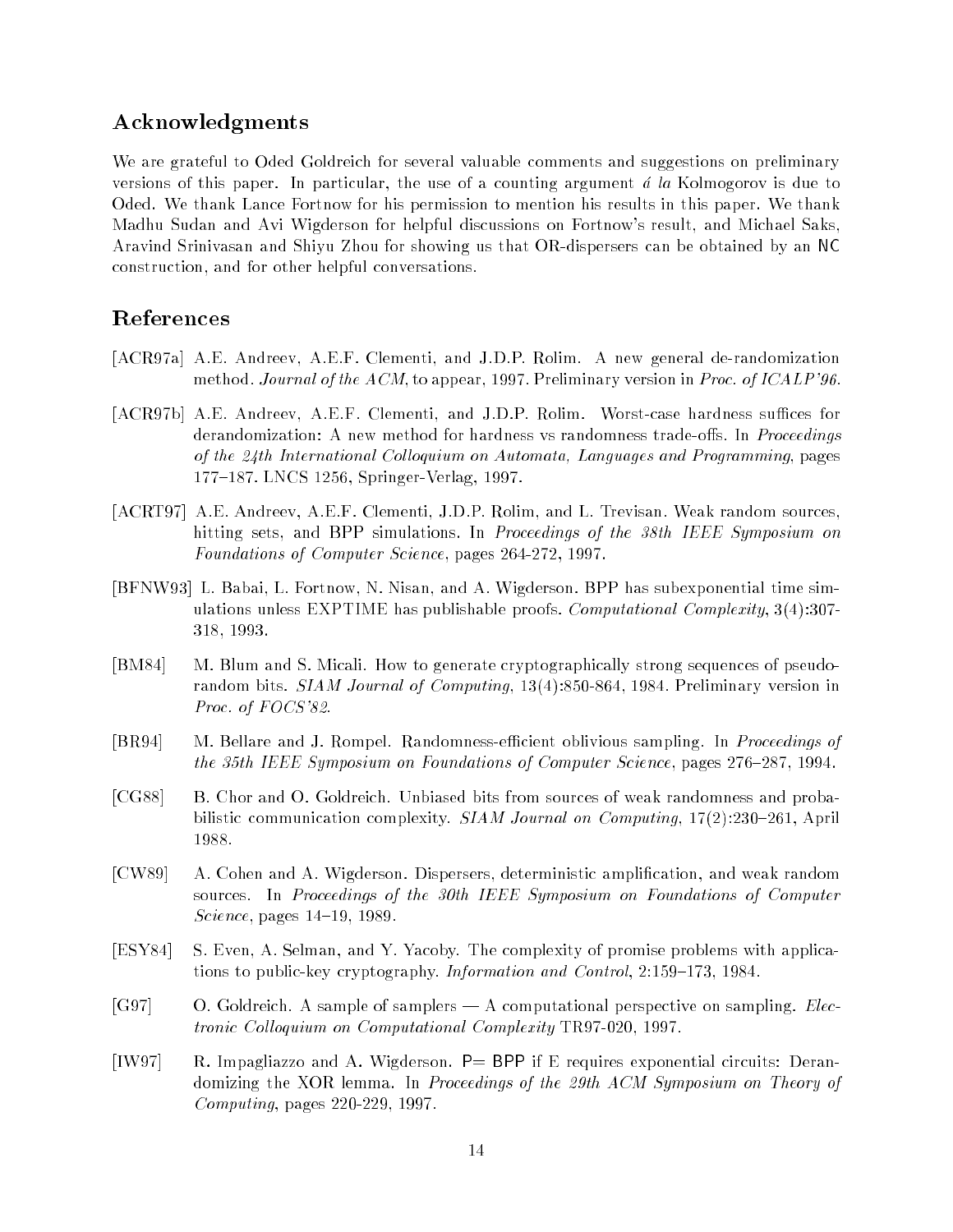## Acknowledgments

We are grateful to Oded Goldreich for several valuable comments and suggestions on preliminary versions of this paper. In particular, the use of a counting argument *á la* Kolmogorov is due to Oded. We thank Lance Fortnow for his permission to mention his results in this paper. We thank Madhu Sudan and Avi Wigderson for helpful discussions on Fortnow's result, and Michael Saks, Aravind Srinivasan and Shiyu Zhou for showing us that OR-dispersers can be obtained by an NC construction, and for other helpful conversations.

## References

[ACR97a] A.E. Andreev, A.E.F. Clementi, and J.D.P. Rolim. A new general de-randomization method. *Journal of the ACM*, to appear, 1997. Preliminary version in *Proc. of ICALP'96*.

[ACR97b] A.E. Andreev, A.E.F. Clementi, and J.D.P. Rolim. Worst-case hardness suffices for derandomization: A new method for hardness vs randomness trade-offs. In *Proceedings of the 24th International Colloquium on Automata, Languages and Programming*, pages 177–187. LNCS 1256, Springer-Verlag, 1997.

[ACRT97] A.E. Andreev, A.E.F. Clementi, J.D.P. Rolim, and L. Trevisan. Weak random sources, hitting sets, and BPP simulations. In *Proceedings of the 38th IEEE Symposium on Foundations of Computer Science*, pages 264-272, 1997.

[BFNW93] L. Babai, L. Fortnow, N. Nisan, and A. Wigderson. BPP has subexponential time simulations unless EXPTIME has publishable proofs. *Computational Complexity*, 3(4):307-318, 1993.

[BM84] M. Blum and S. Micali. How to generate cryptographically strong sequences of pseudo-random bits. *SIAM Journal of Computing*, 13(4):850-864, 1984. Preliminary version in *Proc. of FOCS'82*.

[BR94] M. Bellare and J. Rompel. Randomness-efficient oblivious sampling. In *Proceedings of the 35th IEEE Symposium on Foundations of Computer Science*, pages 276–287, 1994.

[CG88] B. Chor and O. Goldreich. Unbiased bits from sources of weak randomness and probabilistic communication complexity. *SIAM Journal on Computing*, 17(2):230–261, April 1988.

[CW89] A. Cohen and A. Wigderson. Dispersers, deterministic amplification, and weak random sources. In *Proceedings of the 30th IEEE Symposium on Foundations of Computer Science*, pages 14–19, 1989.

[ESY84] S. Even, A. Selman, and Y. Yacoby. The complexity of promise problems with applications to public-key cryptography. *Information and Control*, 2:159–173, 1984.

[G97] O. Goldreich. A sample of samplers — A computational perspective on sampling. *Electronic Colloquium on Computational Complexity* TR97-020, 1997.

[IW97] R. Impagliazzo and A. Wigderson. P= BPP if E requires exponential circuits: Derandomizing the XOR lemma. In *Proceedings of the 29th ACM Symposium on Theory of Computing*, pages 220-229, 1997.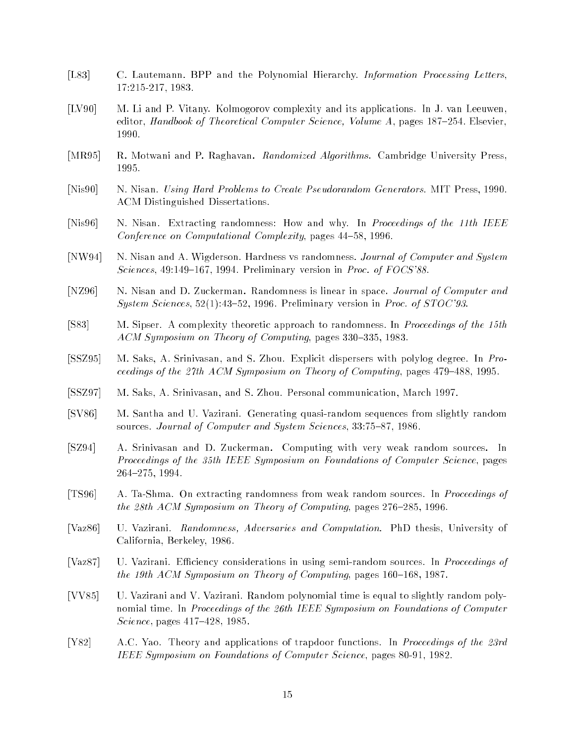[L83] C. Lautemann. BPP and the Polynomial Hierarchy. *Information Processing Letters*, 17:215-217, 1983.

[LV90] M. Li and P. Vitany. Kolmogorov complexity and its applications. In J. van Leeuwen, editor, *Handbook of Theoretical Computer Science, Volume A*, pages 187–254. Elsevier, 1990.

[MR95] R. Motwani and P. Raghavan. *Randomized Algorithms*. Cambridge University Press, 1995.

[Nis90] N. Nisan. *Using Hard Problems to Create Pseudorandom Generators*. MIT Press, 1990. ACM Distinguished Dissertations.

[Nis96] N. Nisan. Extracting randomness: How and why. In *Proceedings of the 11th IEEE Conference on Computational Complexity*, pages 44–58, 1996.

[NW94] N. Nisan and A. Wigderson. Hardness vs randomness. *Journal of Computer and System Sciences*, 49:149–167, 1994. Preliminary version in *Proc. of FOCS'88*.

[NZ96] N. Nisan and D. Zuckerman. Randomness is linear in space. *Journal of Computer and System Sciences*, 52(1):43–52, 1996. Preliminary version in *Proc. of STOC'93*.

[S83] M. Sipser. A complexity theoretic approach to randomness. In *Proceedings of the 15th ACM Symposium on Theory of Computing*, pages 330–335, 1983.

[SSZ95] M. Saks, A. Srinivasan, and S. Zhou. Explicit dispersers with polylog degree. In *Proceedings of the 27th ACM Symposium on Theory of Computing*, pages 479–488, 1995.

[SSZ97] M. Saks, A. Srinivasan, and S. Zhou. Personal communication, March 1997.

[SV86] M. Santha and U. Vazirani. Generating quasi-random sequences from slightly random sources. *Journal of Computer and System Sciences*, 33:75–87, 1986.

[SZ94] A. Srinivasan and D. Zuckerman. Computing with very weak random sources. In *Proceedings of the 35th IEEE Symposium on Foundations of Computer Science*, pages 264–275, 1994.

[TS96] A. Ta-Shma. On extracting randomness from weak random sources. In *Proceedings of the 28th ACM Symposium on Theory of Computing*, pages 276–285, 1996.

[Vaz86] U. Vazirani. *Randomness, Adversaries and Computation*. PhD thesis, University of California, Berkeley, 1986.

[Vaz87] U. Vazirani. Efficiency considerations in using semi-random sources. In *Proceedings of the 19th ACM Symposium on Theory of Computing*, pages 160–168, 1987.

[VV85] U. Vazirani and V. Vazirani. Random polynomial time is equal to slightly random polynomial time. In *Proceedings of the 26th IEEE Symposium on Foundations of Computer Science*, pages 417–428, 1985.

[Y82] A.C. Yao. Theory and applications of trapdoor functions. In *Proceedings of the 23rd IEEE Symposium on Foundations of Computer Science*, pages 80-91, 1982.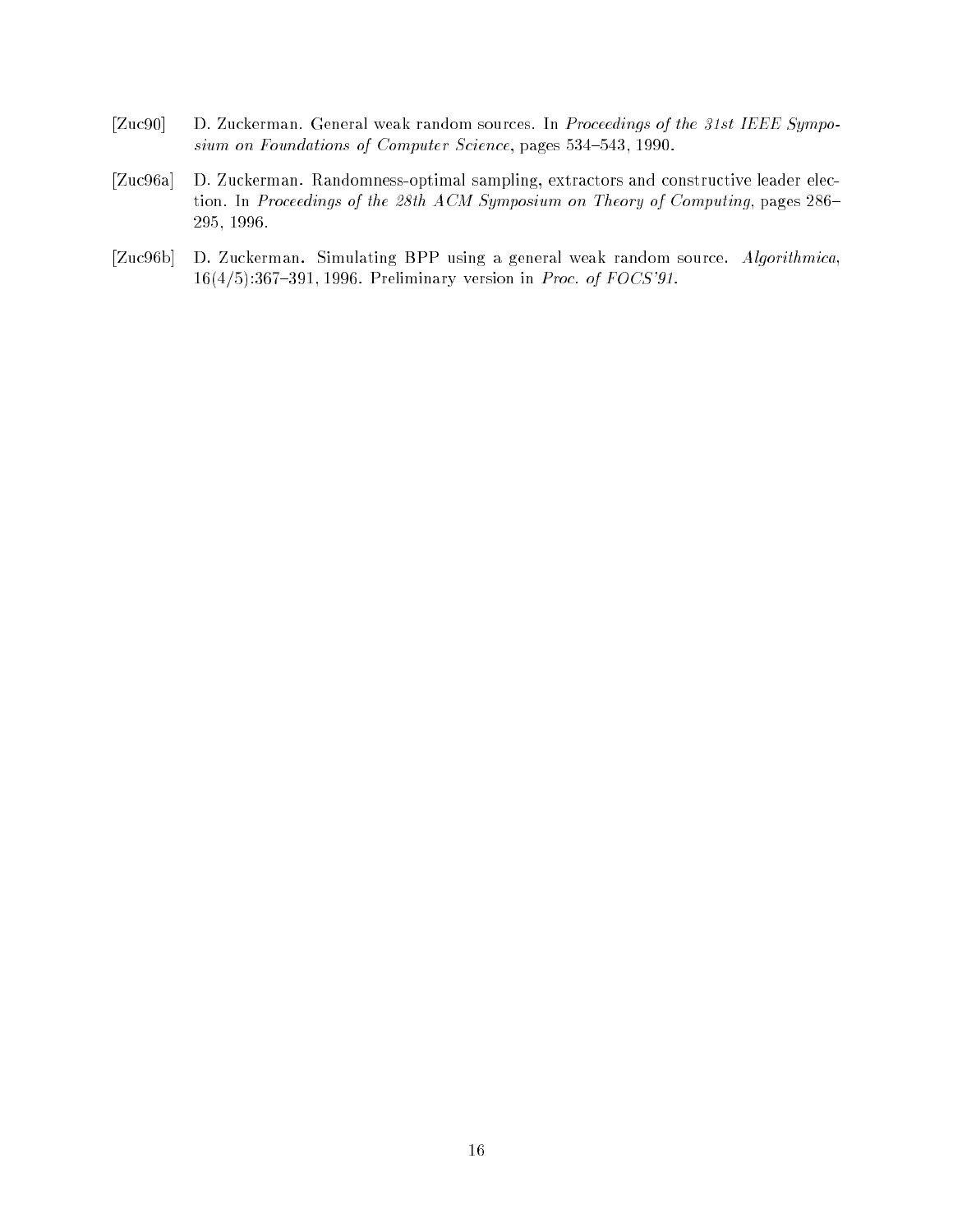[Zuc90] D. Zuckerman. General weak random sources. In *Proceedings of the 31st IEEE Symposium on Foundations of Computer Science*, pages 534–543, 1990.

[Zuc96a] D. Zuckerman. Randomness-optimal sampling, extractors and constructive leader election. In *Proceedings of the 28th ACM Symposium on Theory of Computing*, pages 286–295, 1996.

[Zuc96b] D. Zuckerman. Simulating BPP using a general weak random source. *Algorithmica*, 16(4/5):367–391, 1996. Preliminary version in *Proc. of FOCS'91*.